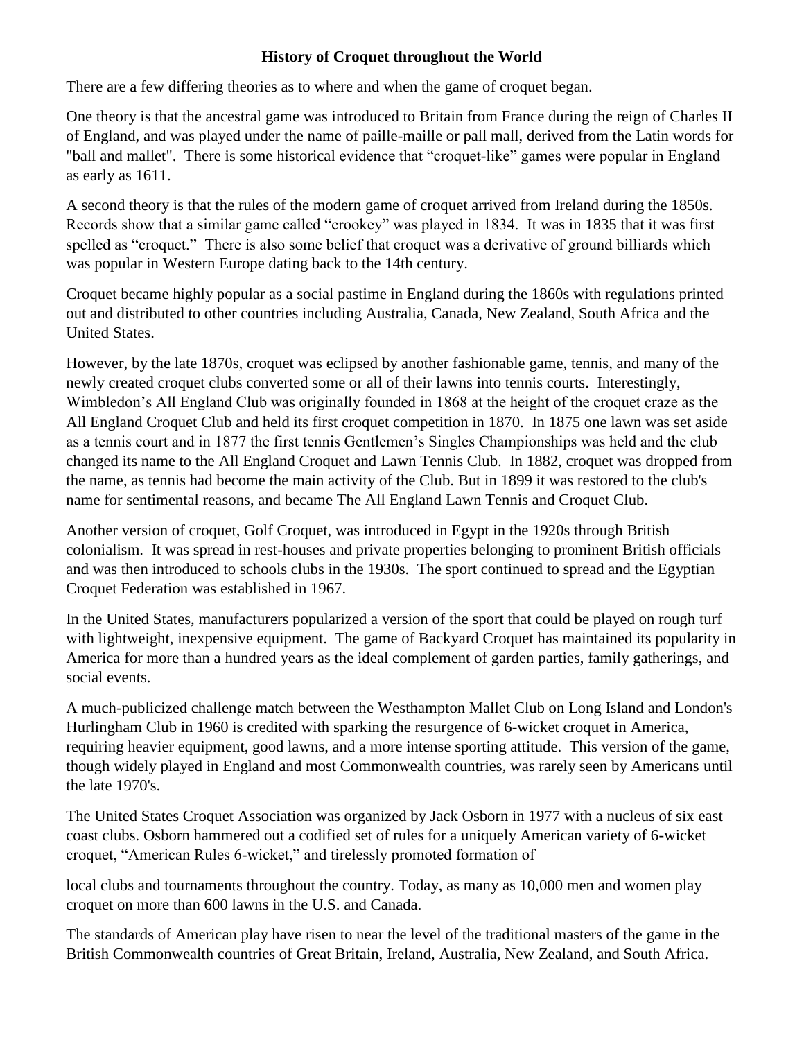# History of Croquet throughout the World

There are a few differing theories as to where and when the game of croquet began.

One theory is that the ancestral game was introduced to Britain from France during the reign of Charles II of England, and was played under the name of paille-maille or pall mall, derived from the Latin words for "ball and mallet". There is some historical evidence that "croquet-like" games were popular in England as early as 1611.

A second theory is that the rules of the modern game of croquet arrived from Ireland during the 1850s. Records show that a similar game called "crookey" was played in 1834. It was in 1835 that it was first spelled as "croquet." There is also some belief that croquet was a derivative of ground billiards which was popular in Western Europe dating back to the 14th century.

Croquet became highly popular as a social pastime in England during the 1860s with regulations printed out and distributed to other countries including Australia, Canada, New Zealand, South Africa and the United States.

However, by the late 1870s, croquet was eclipsed by another fashionable game, tennis, and many of the newly created croquet clubs converted some or all of their lawns into tennis courts. Interestingly, Wimbledon's All England Club was originally founded in 1868 at the height of the croquet craze as the All England Croquet Club and held its first croquet competition in 1870. In 1875 one lawn was set aside as a tennis court and in 1877 the first tennis Gentlemen's Singles Championships was held and the club changed its name to the All England Croquet and Lawn Tennis Club. In 1882, croquet was dropped from the name, as tennis had become the main activity of the Club. But in 1899 it was restored to the club's name for sentimental reasons, and became The All England Lawn Tennis and Croquet Club.

Another version of croquet, Golf Croquet, was introduced in Egypt in the 1920s through British colonialism. It was spread in rest-houses and private properties belonging to prominent British officials and was then introduced to schools clubs in the 1930s. The sport continued to spread and the Egyptian Croquet Federation was established in 1967.

In the United States, manufacturers popularized a version of the sport that could be played on rough turf with lightweight, inexpensive equipment. The game of Backyard Croquet has maintained its popularity in America for more than a hundred years as the ideal complement of garden parties, family gatherings, and social events.

A much-publicized challenge match between the Westhampton Mallet Club on Long Island and London's Hurlingham Club in 1960 is credited with sparking the resurgence of 6-wicket croquet in America, requiring heavier equipment, good lawns, and a more intense sporting attitude. This version of the game, though widely played in England and most Commonwealth countries, was rarely seen by Americans until the late 1970's.

The United States Croquet Association was organized by Jack Osborn in 1977 with a nucleus of six east coast clubs. Osborn hammered out a codified set of rules for a uniquely American variety of 6-wicket croquet, "American Rules 6-wicket," and tirelessly promoted formation of local clubs and tournaments throughout the country. Today, as many as 10,000 men and women play croquet on more than 600 lawns in the U.S. and Canada.

The standards of American play have risen to near the level of the traditional masters of the game in the British Commonwealth countries of Great Britain, Ireland, Australia, New Zealand, and South Africa.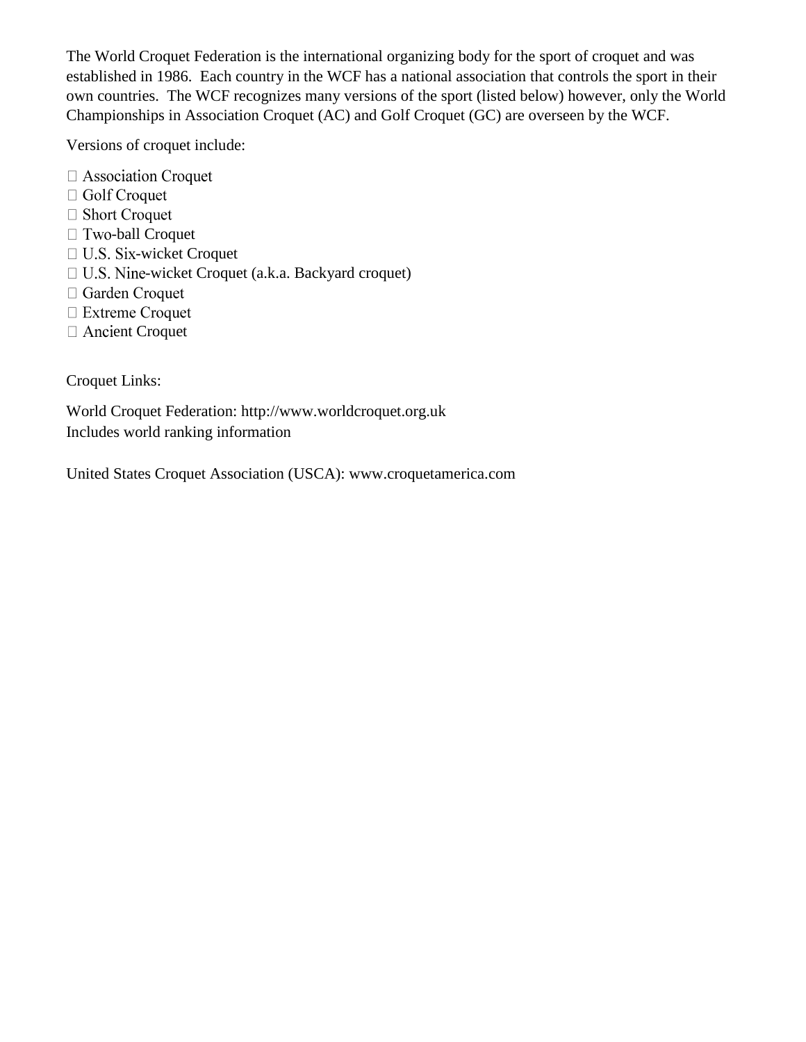The World Croquet Federation is the international organizing body for the sport of croquet and was established in 1986. Each country in the WCF has a national association that controls the sport in their own countries. The WCF recognizes many versions of the sport (listed below) however, only the World Championships in Association Croquet (AC) and Golf Croquet (GC) are overseen by the WCF.

Versions of croquet include:

- Association Croquet
- Golf Croquet
- Short Croquet
- Two-ball Croquet
- U.S. Six-wicket Croquet
- U.S. Nine-wicket Croquet (a.k.a. Backyard croquet)
- Garden Croquet
- Extreme Croquet
- Ancient Croquet

Croquet Links:

World Croquet Federation: http://www.worldcroquet.org.uk
Includes world ranking information

United States Croquet Association (USCA): www.croquetamerica.com